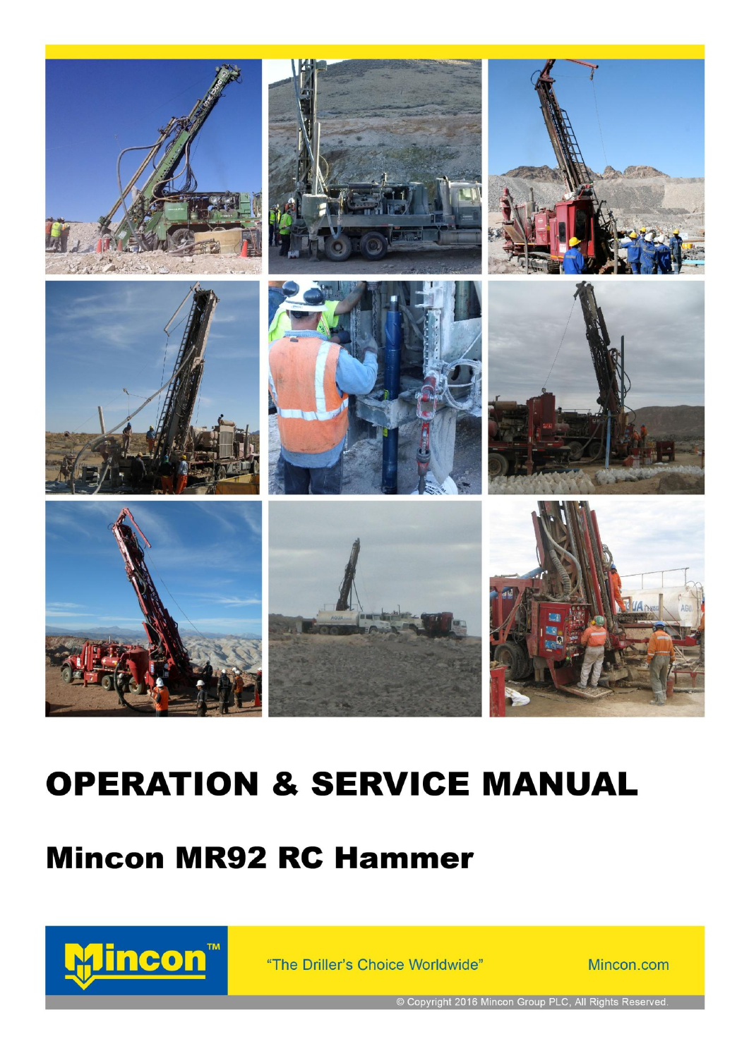# OPERATION & SERVICE MANUAL

## Mincon MR92 RC Hammer

Mincon™

"The Driller's Choice Worldwide"

Mincon.com

© Copyright 2016 Mincon Group PLC, All Rights Reserved.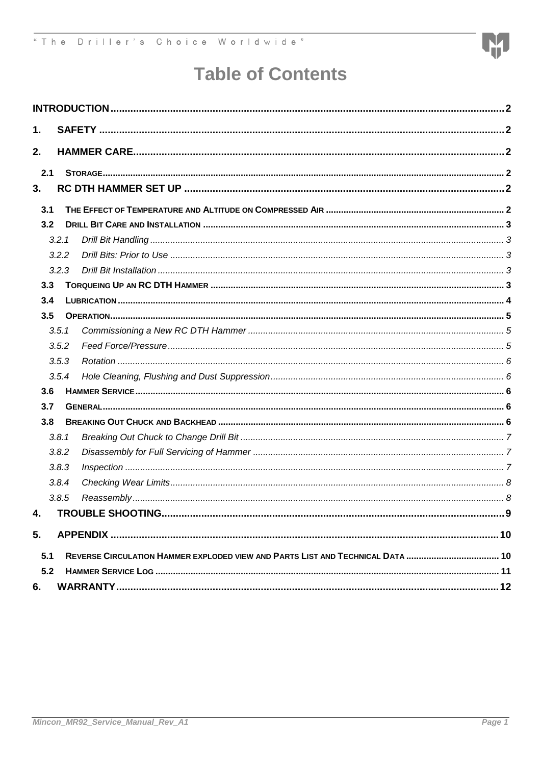# Table of Contents

| | |
|---|---|
| **INTRODUCTION** | **2** |
| **1. SAFETY** | **2** |
| **2. HAMMER CARE** | **2** |
| 2.1 STORAGE | 2 |
| **3. RC DTH HAMMER SET UP** | **2** |
| 3.1 THE EFFECT OF TEMPERATURE AND ALTITUDE ON COMPRESSED AIR | 2 |
| 3.2 DRILL BIT CARE AND INSTALLATION | 3 |
| *3.2.1 Drill Bit Handling* | *3* |
| *3.2.2 Drill Bits: Prior to Use* | *3* |
| *3.2.3 Drill Bit Installation* | *3* |
| 3.3 TORQUEING UP AN RC DTH HAMMER | 3 |
| 3.4 LUBRICATION | 4 |
| 3.5 OPERATION | 5 |
| *3.5.1 Commissioning a New RC DTH Hammer* | *5* |
| *3.5.2 Feed Force/Pressure* | *5* |
| *3.5.3 Rotation* | *6* |
| *3.5.4 Hole Cleaning, Flushing and Dust Suppression* | *6* |
| 3.6 HAMMER SERVICE | 6 |
| 3.7 GENERAL | 6 |
| 3.8 BREAKING OUT CHUCK AND BACKHEAD | 6 |
| *3.8.1 Breaking Out Chuck to Change Drill Bit* | *7* |
| *3.8.2 Disassembly for Full Servicing of Hammer* | *7* |
| *3.8.3 Inspection* | *7* |
| *3.8.4 Checking Wear Limits* | *8* |
| *3.8.5 Reassembly* | *8* |
| **4. TROUBLE SHOOTING** | **9** |
| **5. APPENDIX** | **10** |
| 5.1 REVERSE CIRCULATION HAMMER EXPLODED VIEW AND PARTS LIST AND TECHNICAL DATA | 10 |
| 5.2 HAMMER SERVICE LOG | 11 |
| **6. WARRANTY** | **12** |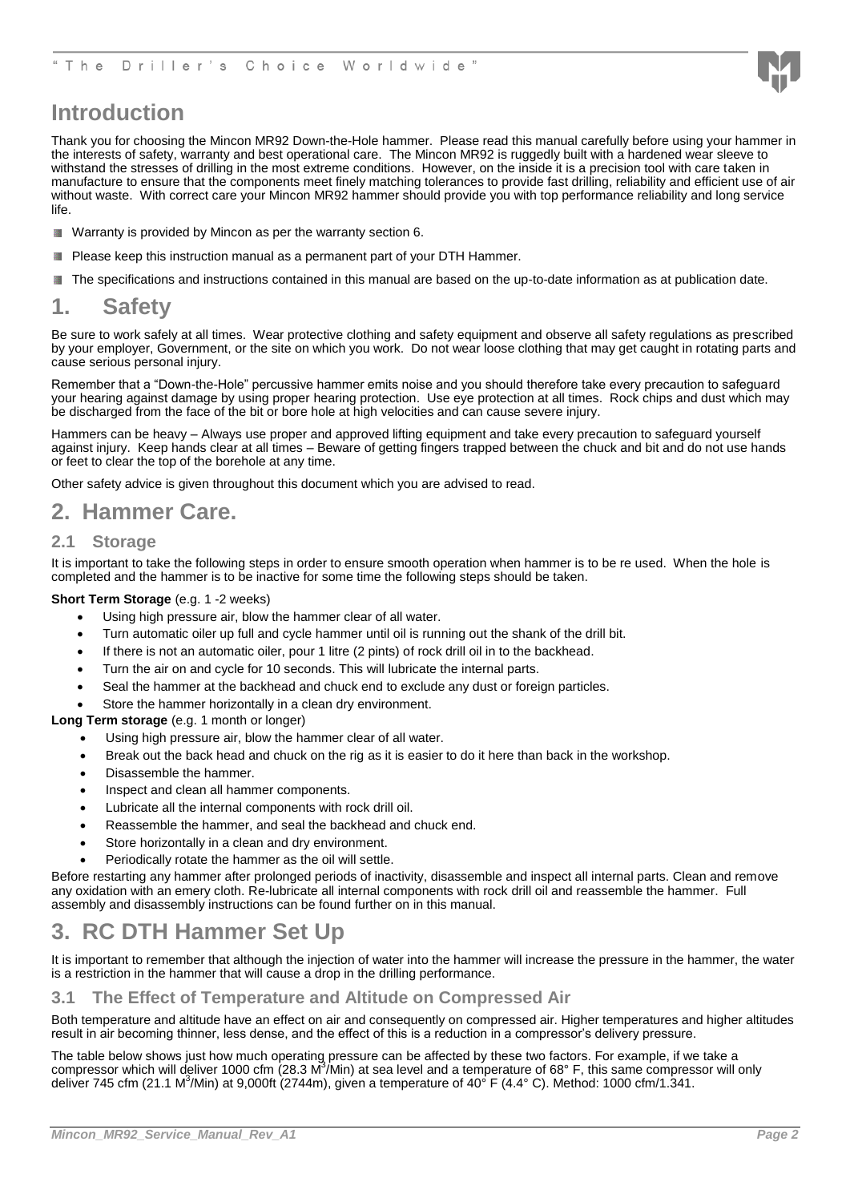# Introduction

Thank you for choosing the Mincon MR92 Down-the-Hole hammer. Please read this manual carefully before using your hammer in the interests of safety, warranty and best operational care. The Mincon MR92 is ruggedly built with a hardened wear sleeve to withstand the stresses of drilling in the most extreme conditions. However, on the inside it is a precision tool with care taken in manufacture to ensure that the components meet finely matching tolerances to provide fast drilling, reliability and efficient use of air without waste. With correct care your Mincon MR92 hammer should provide you with top performance reliability and long service life.

- Warranty is provided by Mincon as per the warranty section 6.
- Please keep this instruction manual as a permanent part of your DTH Hammer.
- The specifications and instructions contained in this manual are based on the up-to-date information as at publication date.

# 1. Safety

Be sure to work safely at all times. Wear protective clothing and safety equipment and observe all safety regulations as prescribed by your employer, Government, or the site on which you work. Do not wear loose clothing that may get caught in rotating parts and cause serious personal injury.

Remember that a "Down-the-Hole" percussive hammer emits noise and you should therefore take every precaution to safeguard your hearing against damage by using proper hearing protection. Use eye protection at all times. Rock chips and dust which may be discharged from the face of the bit or bore hole at high velocities and can cause severe injury.

Hammers can be heavy – Always use proper and approved lifting equipment and take every precaution to safeguard yourself against injury. Keep hands clear at all times – Beware of getting fingers trapped between the chuck and bit and do not use hands or feet to clear the top of the borehole at any time.

Other safety advice is given throughout this document which you are advised to read.

# 2. Hammer Care.

## 2.1 Storage

It is important to take the following steps in order to ensure smooth operation when hammer is to be re used. When the hole is completed and the hammer is to be inactive for some time the following steps should be taken.

**Short Term Storage** (e.g. 1 -2 weeks)

- Using high pressure air, blow the hammer clear of all water.
- Turn automatic oiler up full and cycle hammer until oil is running out the shank of the drill bit.
- If there is not an automatic oiler, pour 1 litre (2 pints) of rock drill oil in to the backhead.
- Turn the air on and cycle for 10 seconds. This will lubricate the internal parts.
- Seal the hammer at the backhead and chuck end to exclude any dust or foreign particles.
- Store the hammer horizontally in a clean dry environment.

**Long Term storage** (e.g. 1 month or longer)

- Using high pressure air, blow the hammer clear of all water.
- Break out the back head and chuck on the rig as it is easier to do it here than back in the workshop.
- Disassemble the hammer.
- Inspect and clean all hammer components.
- Lubricate all the internal components with rock drill oil.
- Reassemble the hammer, and seal the backhead and chuck end.
- Store horizontally in a clean and dry environment.
- Periodically rotate the hammer as the oil will settle.

Before restarting any hammer after prolonged periods of inactivity, disassemble and inspect all internal parts. Clean and remove any oxidation with an emery cloth. Re-lubricate all internal components with rock drill oil and reassemble the hammer. Full assembly and disassembly instructions can be found further on in this manual.

# 3. RC DTH Hammer Set Up

It is important to remember that although the injection of water into the hammer will increase the pressure in the hammer, the water is a restriction in the hammer that will cause a drop in the drilling performance.

## 3.1 The Effect of Temperature and Altitude on Compressed Air

Both temperature and altitude have an effect on air and consequently on compressed air. Higher temperatures and higher altitudes result in air becoming thinner, less dense, and the effect of this is a reduction in a compressor's delivery pressure.

The table below shows just how much operating pressure can be affected by these two factors. For example, if we take a compressor which will deliver 1000 cfm (28.3 $M^3$/Min) at sea level and a temperature of 68° F, this same compressor will only deliver 745 cfm (21.1 $M^3$/Min) at 9,000ft (2744m), given a temperature of 40° F (4.4° C). Method: 1000 cfm/1.341.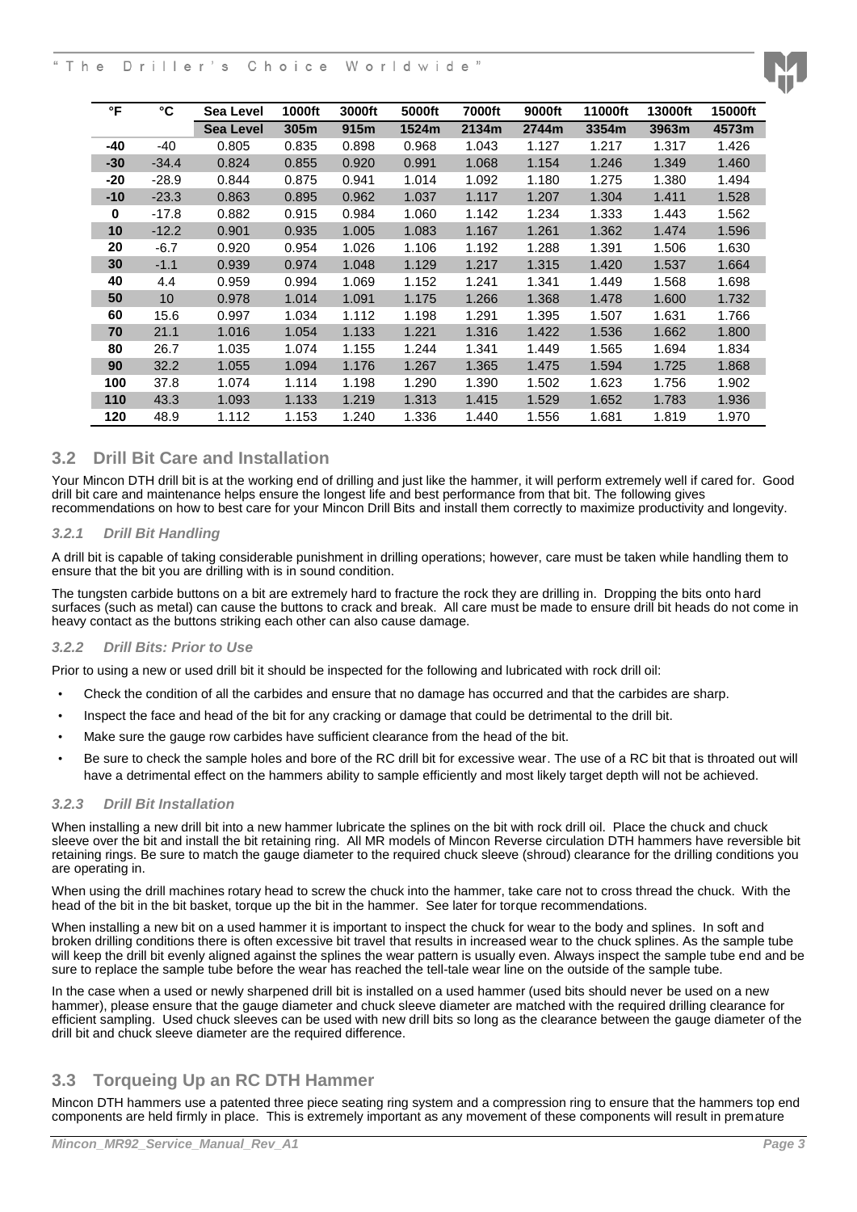| °F | °C | Sea Level | 1000ft | 3000ft | 5000ft | 7000ft | 9000ft | 11000ft | 13000ft | 15000ft |
|---|---|---|---|---|---|---|---|---|---|---|
| | | Sea Level | 305m | 915m | 1524m | 2134m | 2744m | 3354m | 3963m | 4573m |
| -40 | -40 | 0.805 | 0.835 | 0.898 | 0.968 | 1.043 | 1.127 | 1.217 | 1.317 | 1.426 |
| -30 | -34.4 | 0.824 | 0.855 | 0.920 | 0.991 | 1.068 | 1.154 | 1.246 | 1.349 | 1.460 |
| -20 | -28.9 | 0.844 | 0.875 | 0.941 | 1.014 | 1.092 | 1.180 | 1.275 | 1.380 | 1.494 |
| -10 | -23.3 | 0.863 | 0.895 | 0.962 | 1.037 | 1.117 | 1.207 | 1.304 | 1.411 | 1.528 |
| 0 | -17.8 | 0.882 | 0.915 | 0.984 | 1.060 | 1.142 | 1.234 | 1.333 | 1.443 | 1.562 |
| 10 | -12.2 | 0.901 | 0.935 | 1.005 | 1.083 | 1.167 | 1.261 | 1.362 | 1.474 | 1.596 |
| 20 | -6.7 | 0.920 | 0.954 | 1.026 | 1.106 | 1.192 | 1.288 | 1.391 | 1.506 | 1.630 |
| 30 | -1.1 | 0.939 | 0.974 | 1.048 | 1.129 | 1.217 | 1.315 | 1.420 | 1.537 | 1.664 |
| 40 | 4.4 | 0.959 | 0.994 | 1.069 | 1.152 | 1.241 | 1.341 | 1.449 | 1.568 | 1.698 |
| 50 | 10 | 0.978 | 1.014 | 1.091 | 1.175 | 1.266 | 1.368 | 1.478 | 1.600 | 1.732 |
| 60 | 15.6 | 0.997 | 1.034 | 1.112 | 1.198 | 1.291 | 1.395 | 1.507 | 1.631 | 1.766 |
| 70 | 21.1 | 1.016 | 1.054 | 1.133 | 1.221 | 1.316 | 1.422 | 1.536 | 1.662 | 1.800 |
| 80 | 26.7 | 1.035 | 1.074 | 1.155 | 1.244 | 1.341 | 1.449 | 1.565 | 1.694 | 1.834 |
| 90 | 32.2 | 1.055 | 1.094 | 1.176 | 1.267 | 1.365 | 1.475 | 1.594 | 1.725 | 1.868 |
| 100 | 37.8 | 1.074 | 1.114 | 1.198 | 1.290 | 1.390 | 1.502 | 1.623 | 1.756 | 1.902 |
| 110 | 43.3 | 1.093 | 1.133 | 1.219 | 1.313 | 1.415 | 1.529 | 1.652 | 1.783 | 1.936 |
| 120 | 48.9 | 1.112 | 1.153 | 1.240 | 1.336 | 1.440 | 1.556 | 1.681 | 1.819 | 1.970 |

## 3.2 Drill Bit Care and Installation

Your Mincon DTH drill bit is at the working end of drilling and just like the hammer, it will perform extremely well if cared for. Good drill bit care and maintenance helps ensure the longest life and best performance from that bit. The following gives recommendations on how to best care for your Mincon Drill Bits and install them correctly to maximize productivity and longevity.

### *3.2.1 Drill Bit Handling*

A drill bit is capable of taking considerable punishment in drilling operations; however, care must be taken while handling them to ensure that the bit you are drilling with is in sound condition.

The tungsten carbide buttons on a bit are extremely hard to fracture the rock they are drilling in. Dropping the bits onto hard surfaces (such as metal) can cause the buttons to crack and break. All care must be made to ensure drill bit heads do not come in heavy contact as the buttons striking each other can also cause damage.

### *3.2.2 Drill Bits: Prior to Use*

Prior to using a new or used drill bit it should be inspected for the following and lubricated with rock drill oil:

- Check the condition of all the carbides and ensure that no damage has occurred and that the carbides are sharp.
- Inspect the face and head of the bit for any cracking or damage that could be detrimental to the drill bit.
- Make sure the gauge row carbides have sufficient clearance from the head of the bit.
- Be sure to check the sample holes and bore of the RC drill bit for excessive wear. The use of a RC bit that is throated out will have a detrimental effect on the hammers ability to sample efficiently and most likely target depth will not be achieved.

### *3.2.3 Drill Bit Installation*

When installing a new drill bit into a new hammer lubricate the splines on the bit with rock drill oil. Place the chuck and chuck sleeve over the bit and install the bit retaining ring. All MR models of Mincon Reverse circulation DTH hammers have reversible bit retaining rings. Be sure to match the gauge diameter to the required chuck sleeve (shroud) clearance for the drilling conditions you are operating in.

When using the drill machines rotary head to screw the chuck into the hammer, take care not to cross thread the chuck. With the head of the bit in the bit basket, torque up the bit in the hammer. See later for torque recommendations.

When installing a new bit on a used hammer it is important to inspect the chuck for wear to the body and splines. In soft and broken drilling conditions there is often excessive bit travel that results in increased wear to the chuck splines. As the sample tube will keep the drill bit evenly aligned against the splines the wear pattern is usually even. Always inspect the sample tube end and be sure to replace the sample tube before the wear has reached the tell-tale wear line on the outside of the sample tube.

In the case when a used or newly sharpened drill bit is installed on a used hammer (used bits should never be used on a new hammer), please ensure that the gauge diameter and chuck sleeve diameter are matched with the required drilling clearance for efficient sampling. Used chuck sleeves can be used with new drill bits so long as the clearance between the gauge diameter of the drill bit and chuck sleeve diameter are the required difference.

## 3.3 Torqueing Up an RC DTH Hammer

Mincon DTH hammers use a patented three piece seating ring system and a compression ring to ensure that the hammers top end components are held firmly in place. This is extremely important as any movement of these components will result in premature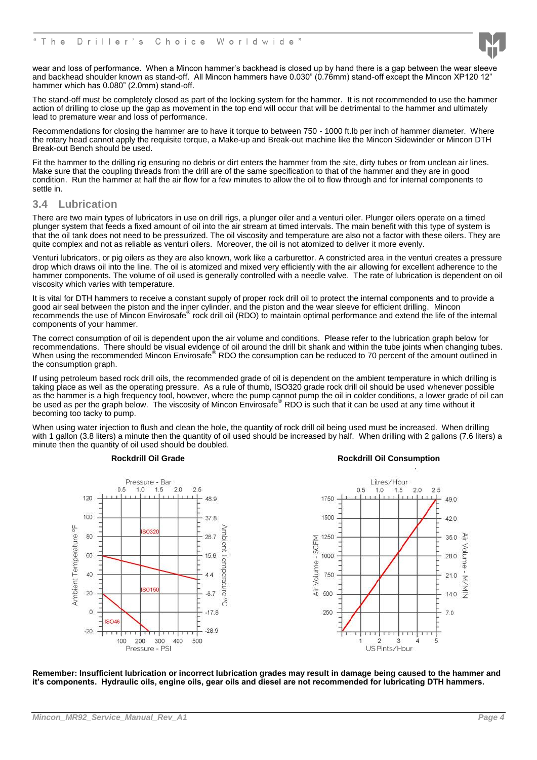wear and loss of performance. When a Mincon hammer's backhead is closed up by hand there is a gap between the wear sleeve and backhead shoulder known as stand-off. All Mincon hammers have 0.030" (0.76mm) stand-off except the Mincon XP120 12" hammer which has 0.080" (2.0mm) stand-off.

The stand-off must be completely closed as part of the locking system for the hammer. It is not recommended to use the hammer action of drilling to close up the gap as movement in the top end will occur that will be detrimental to the hammer and ultimately lead to premature wear and loss of performance.

Recommendations for closing the hammer are to have it torque to between 750 - 1000 ft.lb per inch of hammer diameter. Where the rotary head cannot apply the requisite torque, a Make-up and Break-out machine like the Mincon Sidewinder or Mincon DTH Break-out Bench should be used.

Fit the hammer to the drilling rig ensuring no debris or dirt enters the hammer from the site, dirty tubes or from unclean air lines. Make sure that the coupling threads from the drill are of the same specification to that of the hammer and they are in good condition. Run the hammer at half the air flow for a few minutes to allow the oil to flow through and for internal components to settle in.

## 3.4 Lubrication

There are two main types of lubricators in use on drill rigs, a plunger oiler and a venturi oiler. Plunger oilers operate on a timed plunger system that feeds a fixed amount of oil into the air stream at timed intervals. The main benefit with this type of system is that the oil tank does not need to be pressurized. The oil viscosity and temperature are also not a factor with these oilers. They are quite complex and not as reliable as venturi oilers. Moreover, the oil is not atomized to deliver it more evenly.

Venturi lubricators, or pig oilers as they are also known, work like a carburettor. A constricted area in the venturi creates a pressure drop which draws oil into the line. The oil is atomized and mixed very efficiently with the air allowing for excellent adherence to the hammer components. The volume of oil used is generally controlled with a needle valve. The rate of lubrication is dependent on oil viscosity which varies with temperature.

It is vital for DTH hammers to receive a constant supply of proper rock drill oil to protect the internal components and to provide a good air seal between the piston and the inner cylinder, and the piston and the wear sleeve for efficient drilling. Mincon recommends the use of Mincon Envirosafe® rock drill oil (RDO) to maintain optimal performance and extend the life of the internal components of your hammer.

The correct consumption of oil is dependent upon the air volume and conditions. Please refer to the lubrication graph below for recommendations. There should be visual evidence of oil around the drill bit shank and within the tube joints when changing tubes. When using the recommended Mincon Envirosafe® RDO the consumption can be reduced to 70 percent of the amount outlined in the consumption graph.

If using petroleum based rock drill oils, the recommended grade of oil is dependent on the ambient temperature in which drilling is taking place as well as the operating pressure. As a rule of thumb, ISO320 grade rock drill oil should be used whenever possible as the hammer is a high frequency tool, however, where the pump cannot pump the oil in colder conditions, a lower grade of oil can be used as per the graph below. The viscosity of Mincon Envirosafe® RDO is such that it can be used at any time without it becoming too tacky to pump.

When using water injection to flush and clean the hole, the quantity of rock drill oil being used must be increased. When drilling with 1 gallon (3.8 liters) a minute then the quantity of oil used should be increased by half. When drilling with 2 gallons (7.6 liters) a minute then the quantity of oil used should be doubled.

**Rockdrill Oil Grade**

**Rockdrill Oil Consumption**

**Remember: Insufficient lubrication or incorrect lubrication grades may result in damage being caused to the hammer and it's components. Hydraulic oils, engine oils, gear oils and diesel are not recommended for lubricating DTH hammers.**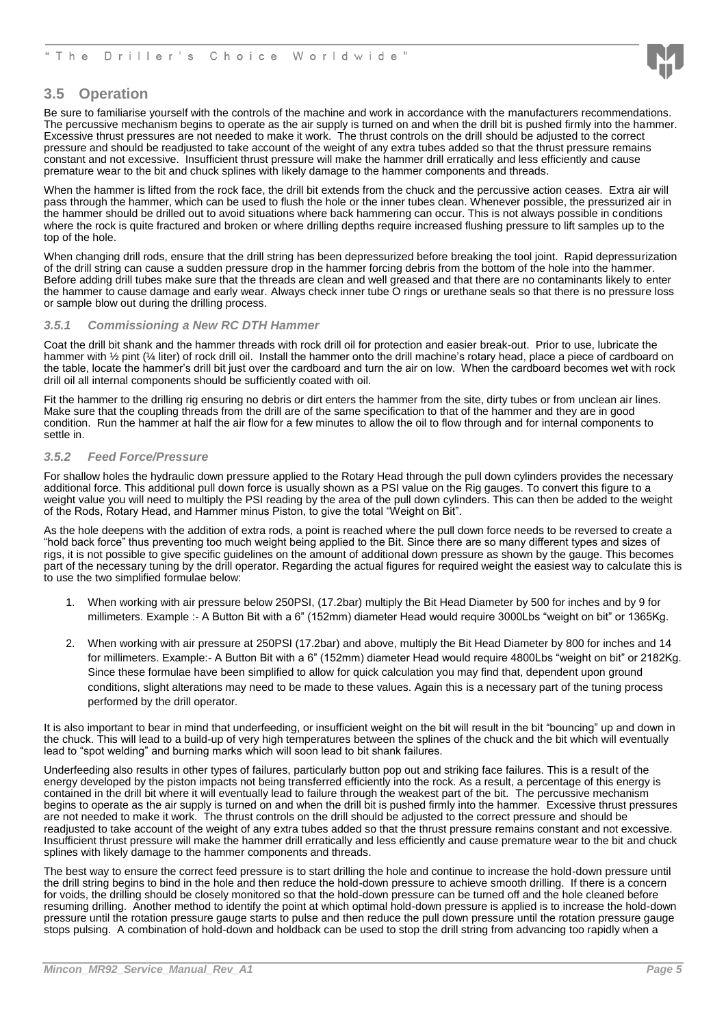## 3.5 Operation

Be sure to familiarise yourself with the controls of the machine and work in accordance with the manufacturers recommendations. The percussive mechanism begins to operate as the air supply is turned on and when the drill bit is pushed firmly into the hammer. Excessive thrust pressures are not needed to make it work. The thrust controls on the drill should be adjusted to the correct pressure and should be readjusted to take account of the weight of any extra tubes added so that the thrust pressure remains constant and not excessive. Insufficient thrust pressure will make the hammer drill erratically and less efficiently and cause premature wear to the bit and chuck splines with likely damage to the hammer components and threads.

When the hammer is lifted from the rock face, the drill bit extends from the chuck and the percussive action ceases. Extra air will pass through the hammer, which can be used to flush the hole or the inner tubes clean. Whenever possible, the pressurized air in the hammer should be drilled out to avoid situations where back hammering can occur. This is not always possible in conditions where the rock is quite fractured and broken or where drilling depths require increased flushing pressure to lift samples up to the top of the hole.

When changing drill rods, ensure that the drill string has been depressurized before breaking the tool joint. Rapid depressurization of the drill string can cause a sudden pressure drop in the hammer forcing debris from the bottom of the hole into the hammer. Before adding drill tubes make sure that the threads are clean and well greased and that there are no contaminants likely to enter the hammer to cause damage and early wear. Always check inner tube O rings or urethane seals so that there is no pressure loss or sample blow out during the drilling process.

### *3.5.1 Commissioning a New RC DTH Hammer*

Coat the drill bit shank and the hammer threads with rock drill oil for protection and easier break-out. Prior to use, lubricate the hammer with ½ pint (¼ liter) of rock drill oil. Install the hammer onto the drill machine's rotary head, place a piece of cardboard on the table, locate the hammer's drill bit just over the cardboard and turn the air on low. When the cardboard becomes wet with rock drill oil all internal components should be sufficiently coated with oil.

Fit the hammer to the drilling rig ensuring no debris or dirt enters the hammer from the site, dirty tubes or from unclean air lines. Make sure that the coupling threads from the drill are of the same specification to that of the hammer and they are in good condition. Run the hammer at half the air flow for a few minutes to allow the oil to flow through and for internal components to settle in.

### *3.5.2 Feed Force/Pressure*

For shallow holes the hydraulic down pressure applied to the Rotary Head through the pull down cylinders provides the necessary additional force. This additional pull down force is usually shown as a PSI value on the Rig gauges. To convert this figure to a weight value you will need to multiply the PSI reading by the area of the pull down cylinders. This can then be added to the weight of the Rods, Rotary Head, and Hammer minus Piston, to give the total "Weight on Bit".

As the hole deepens with the addition of extra rods, a point is reached where the pull down force needs to be reversed to create a "hold back force" thus preventing too much weight being applied to the Bit. Since there are so many different types and sizes of rigs, it is not possible to give specific guidelines on the amount of additional down pressure as shown by the gauge. This becomes part of the necessary tuning by the drill operator. Regarding the actual figures for required weight the easiest way to calculate this is to use the two simplified formulae below:

1. When working with air pressure below 250PSI, (17.2bar) multiply the Bit Head Diameter by 500 for inches and by 9 for millimeters. Example :- A Button Bit with a 6" (152mm) diameter Head would require 3000Lbs "weight on bit" or 1365Kg.
2. When working with air pressure at 250PSI (17.2bar) and above, multiply the Bit Head Diameter by 800 for inches and 14 for millimeters. Example:- A Button Bit with a 6" (152mm) diameter Head would require 4800Lbs "weight on bit" or 2182Kg. Since these formulae have been simplified to allow for quick calculation you may find that, dependent upon ground conditions, slight alterations may need to be made to these values. Again this is a necessary part of the tuning process performed by the drill operator.

It is also important to bear in mind that underfeeding, or insufficient weight on the bit will result in the bit "bouncing" up and down in the chuck. This will lead to a build-up of very high temperatures between the splines of the chuck and the bit which will eventually lead to "spot welding" and burning marks which will soon lead to bit shank failures.

Underfeeding also results in other types of failures, particularly button pop out and striking face failures. This is a result of the energy developed by the piston impacts not being transferred efficiently into the rock. As a result, a percentage of this energy is contained in the drill bit where it will eventually lead to failure through the weakest part of the bit. The percussive mechanism begins to operate as the air supply is turned on and when the drill bit is pushed firmly into the hammer. Excessive thrust pressures are not needed to make it work. The thrust controls on the drill should be adjusted to the correct pressure and should be readjusted to take account of the weight of any extra tubes added so that the thrust pressure remains constant and not excessive. Insufficient thrust pressure will make the hammer drill erratically and less efficiently and cause premature wear to the bit and chuck splines with likely damage to the hammer components and threads.

The best way to ensure the correct feed pressure is to start drilling the hole and continue to increase the hold-down pressure until the drill string begins to bind in the hole and then reduce the hold-down pressure to achieve smooth drilling. If there is a concern for voids, the drilling should be closely monitored so that the hold-down pressure can be turned off and the hole cleaned before resuming drilling. Another method to identify the point at which optimal hold-down pressure is applied is to increase the hold-down pressure until the rotation pressure gauge starts to pulse and then reduce the pull down pressure until the rotation pressure gauge stops pulsing. A combination of hold-down and holdback can be used to stop the drill string from advancing too rapidly when a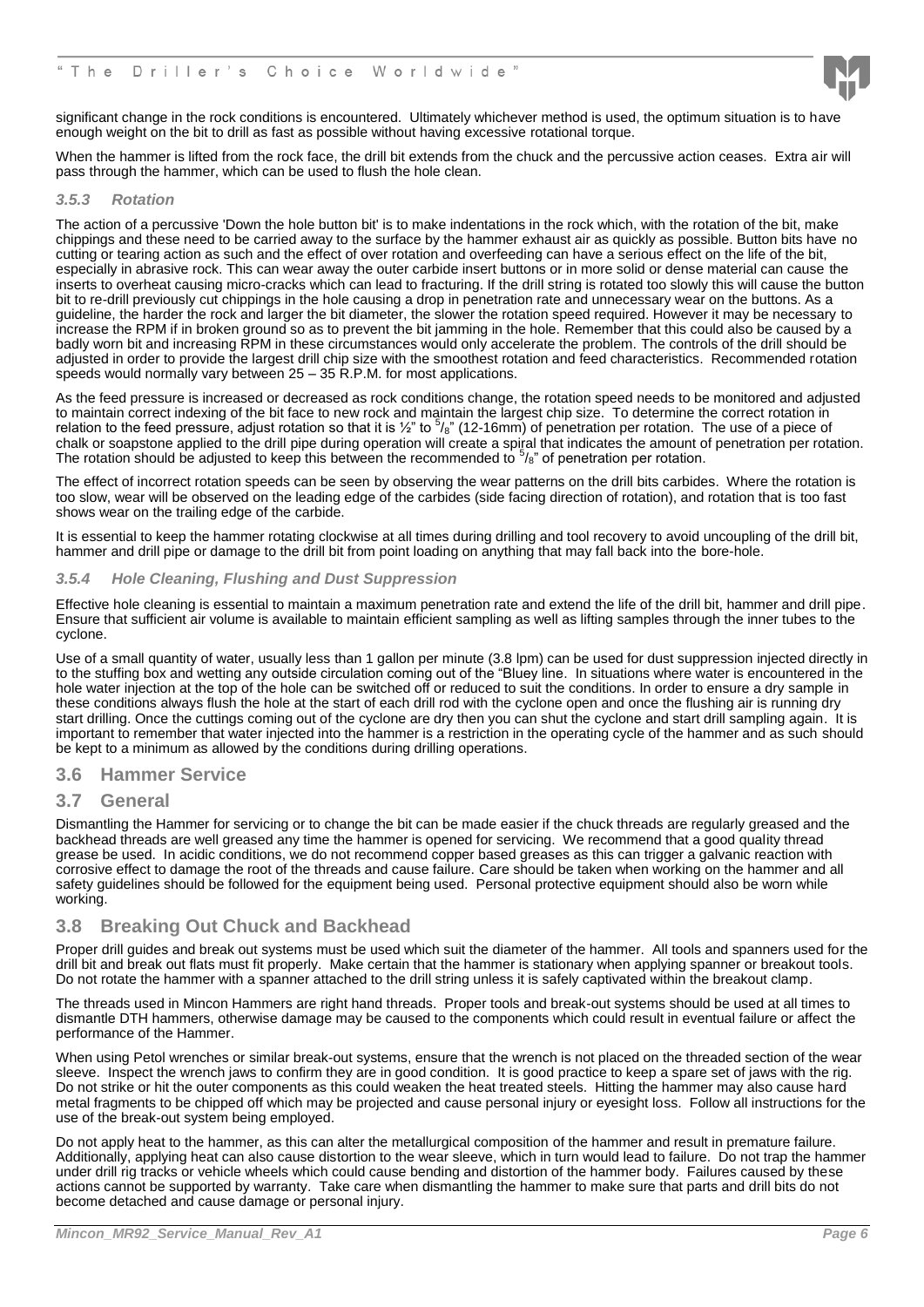significant change in the rock conditions is encountered. Ultimately whichever method is used, the optimum situation is to have enough weight on the bit to drill as fast as possible without having excessive rotational torque.

When the hammer is lifted from the rock face, the drill bit extends from the chuck and the percussive action ceases. Extra air will pass through the hammer, which can be used to flush the hole clean.

### *3.5.3 Rotation*

The action of a percussive 'Down the hole button bit' is to make indentations in the rock which, with the rotation of the bit, make chippings and these need to be carried away to the surface by the hammer exhaust air as quickly as possible. Button bits have no cutting or tearing action as such and the effect of over rotation and overfeeding can have a serious effect on the life of the bit, especially in abrasive rock. This can wear away the outer carbide insert buttons or in more solid or dense material can cause the inserts to overheat causing micro-cracks which can lead to fracturing. If the drill string is rotated too slowly this will cause the button bit to re-drill previously cut chippings in the hole causing a drop in penetration rate and unnecessary wear on the buttons. As a guideline, the harder the rock and larger the bit diameter, the slower the rotation speed required. However it may be necessary to increase the RPM if in broken ground so as to prevent the bit jamming in the hole. Remember that this could also be caused by a badly worn bit and increasing RPM in these circumstances would only accelerate the problem. The controls of the drill should be adjusted in order to provide the largest drill chip size with the smoothest rotation and feed characteristics. Recommended rotation speeds would normally vary between 25 – 35 R.P.M. for most applications.

As the feed pressure is increased or decreased as rock conditions change, the rotation speed needs to be monitored and adjusted to maintain correct indexing of the bit face to new rock and maintain the largest chip size. To determine the correct rotation in relation to the feed pressure, adjust rotation so that it is ½" to $^5/_8$" (12-16mm) of penetration per rotation. The use of a piece of chalk or soapstone applied to the drill pipe during operation will create a spiral that indicates the amount of penetration per rotation. The rotation should be adjusted to keep this between the recommended to $^5/_8$" of penetration per rotation.

The effect of incorrect rotation speeds can be seen by observing the wear patterns on the drill bits carbides. Where the rotation is too slow, wear will be observed on the leading edge of the carbides (side facing direction of rotation), and rotation that is too fast shows wear on the trailing edge of the carbide.

It is essential to keep the hammer rotating clockwise at all times during drilling and tool recovery to avoid uncoupling of the drill bit, hammer and drill pipe or damage to the drill bit from point loading on anything that may fall back into the bore-hole.

### *3.5.4 Hole Cleaning, Flushing and Dust Suppression*

Effective hole cleaning is essential to maintain a maximum penetration rate and extend the life of the drill bit, hammer and drill pipe. Ensure that sufficient air volume is available to maintain efficient sampling as well as lifting samples through the inner tubes to the cyclone.

Use of a small quantity of water, usually less than 1 gallon per minute (3.8 lpm) can be used for dust suppression injected directly in to the stuffing box and wetting any outside circulation coming out of the "Bluey line. In situations where water is encountered in the hole water injection at the top of the hole can be switched off or reduced to suit the conditions. In order to ensure a dry sample in these conditions always flush the hole at the start of each drill rod with the cyclone open and once the flushing air is running dry start drilling. Once the cuttings coming out of the cyclone are dry then you can shut the cyclone and start drill sampling again. It is important to remember that water injected into the hammer is a restriction in the operating cycle of the hammer and as such should be kept to a minimum as allowed by the conditions during drilling operations.

## 3.6 Hammer Service

## 3.7 General

Dismantling the Hammer for servicing or to change the bit can be made easier if the chuck threads are regularly greased and the backhead threads are well greased any time the hammer is opened for servicing. We recommend that a good quality thread grease be used. In acidic conditions, we do not recommend copper based greases as this can trigger a galvanic reaction with corrosive effect to damage the root of the threads and cause failure. Care should be taken when working on the hammer and all safety guidelines should be followed for the equipment being used. Personal protective equipment should also be worn while working.

## 3.8 Breaking Out Chuck and Backhead

Proper drill guides and break out systems must be used which suit the diameter of the hammer. All tools and spanners used for the drill bit and break out flats must fit properly. Make certain that the hammer is stationary when applying spanner or breakout tools. Do not rotate the hammer with a spanner attached to the drill string unless it is safely captivated within the breakout clamp.

The threads used in Mincon Hammers are right hand threads. Proper tools and break-out systems should be used at all times to dismantle DTH hammers, otherwise damage may be caused to the components which could result in eventual failure or affect the performance of the Hammer.

When using Petol wrenches or similar break-out systems, ensure that the wrench is not placed on the threaded section of the wear sleeve. Inspect the wrench jaws to confirm they are in good condition. It is good practice to keep a spare set of jaws with the rig. Do not strike or hit the outer components as this could weaken the heat treated steels. Hitting the hammer may also cause hard metal fragments to be chipped off which may be projected and cause personal injury or eyesight loss. Follow all instructions for the use of the break-out system being employed.

Do not apply heat to the hammer, as this can alter the metallurgical composition of the hammer and result in premature failure. Additionally, applying heat can also cause distortion to the wear sleeve, which in turn would lead to failure. Do not trap the hammer under drill rig tracks or vehicle wheels which could cause bending and distortion of the hammer body. Failures caused by these actions cannot be supported by warranty. Take care when dismantling the hammer to make sure that parts and drill bits do not become detached and cause damage or personal injury.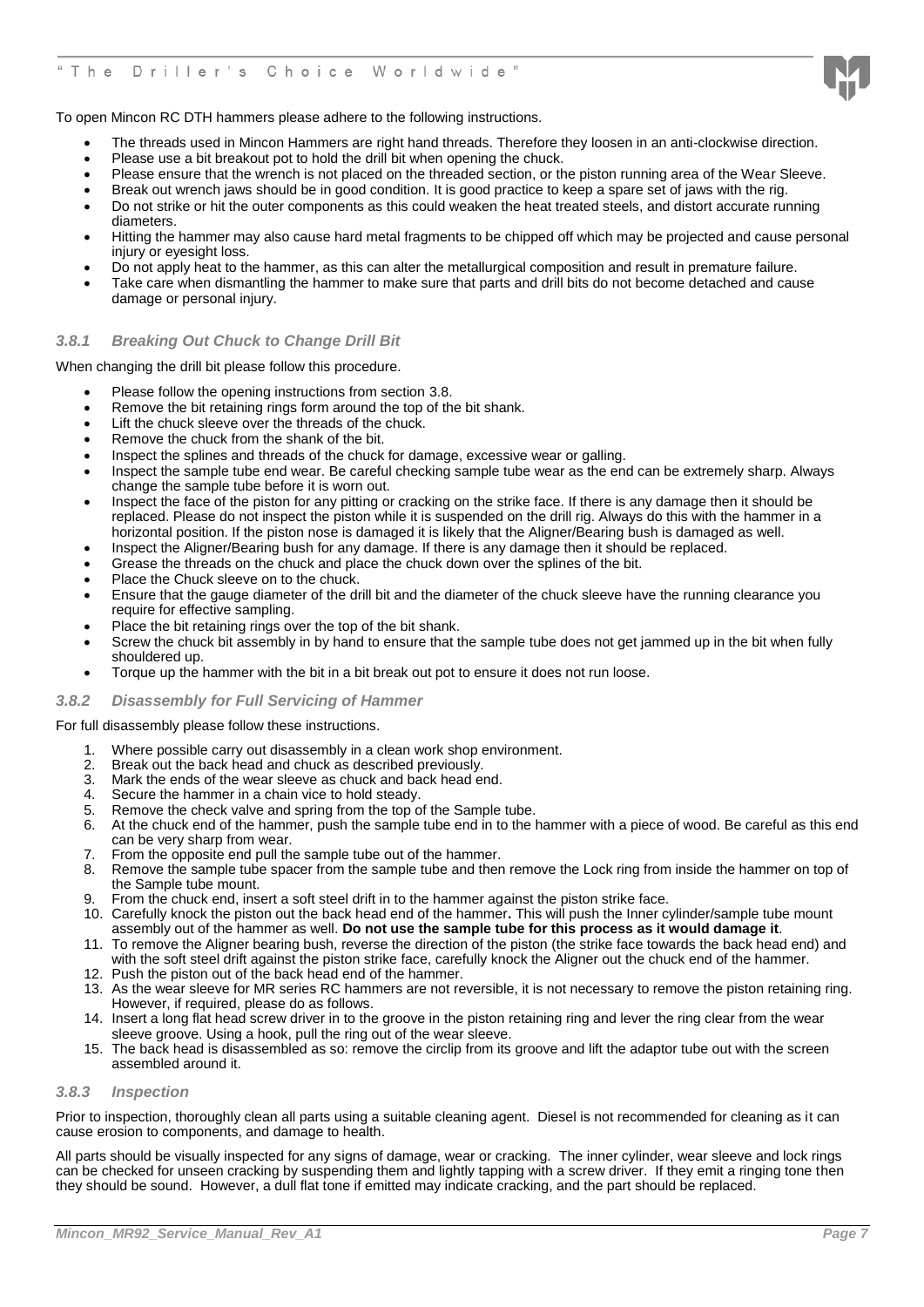To open Mincon RC DTH hammers please adhere to the following instructions.

- The threads used in Mincon Hammers are right hand threads. Therefore they loosen in an anti-clockwise direction.
- Please use a bit breakout pot to hold the drill bit when opening the chuck.
- Please ensure that the wrench is not placed on the threaded section, or the piston running area of the Wear Sleeve.
- Break out wrench jaws should be in good condition. It is good practice to keep a spare set of jaws with the rig.
- Do not strike or hit the outer components as this could weaken the heat treated steels, and distort accurate running diameters.
- Hitting the hammer may also cause hard metal fragments to be chipped off which may be projected and cause personal injury or eyesight loss.
- Do not apply heat to the hammer, as this can alter the metallurgical composition and result in premature failure.
- Take care when dismantling the hammer to make sure that parts and drill bits do not become detached and cause damage or personal injury.

### *3.8.1 Breaking Out Chuck to Change Drill Bit*

When changing the drill bit please follow this procedure.

- Please follow the opening instructions from section 3.8.
- Remove the bit retaining rings form around the top of the bit shank.
- Lift the chuck sleeve over the threads of the chuck.
- Remove the chuck from the shank of the bit.
- Inspect the splines and threads of the chuck for damage, excessive wear or galling.
- Inspect the sample tube end wear. Be careful checking sample tube wear as the end can be extremely sharp. Always change the sample tube before it is worn out.
- Inspect the face of the piston for any pitting or cracking on the strike face. If there is any damage then it should be replaced. Please do not inspect the piston while it is suspended on the drill rig. Always do this with the hammer in a horizontal position. If the piston nose is damaged it is likely that the Aligner/Bearing bush is damaged as well.
- Inspect the Aligner/Bearing bush for any damage. If there is any damage then it should be replaced.
- Grease the threads on the chuck and place the chuck down over the splines of the bit.
- Place the Chuck sleeve on to the chuck.
- Ensure that the gauge diameter of the drill bit and the diameter of the chuck sleeve have the running clearance you require for effective sampling.
- Place the bit retaining rings over the top of the bit shank.
- Screw the chuck bit assembly in by hand to ensure that the sample tube does not get jammed up in the bit when fully shouldered up.
- Torque up the hammer with the bit in a bit break out pot to ensure it does not run loose.

### *3.8.2 Disassembly for Full Servicing of Hammer*

For full disassembly please follow these instructions.

1. Where possible carry out disassembly in a clean work shop environment.
2. Break out the back head and chuck as described previously.
3. Mark the ends of the wear sleeve as chuck and back head end.
4. Secure the hammer in a chain vice to hold steady.
5. Remove the check valve and spring from the top of the Sample tube.
6. At the chuck end of the hammer, push the sample tube end in to the hammer with a piece of wood. Be careful as this end can be very sharp from wear.
7. From the opposite end pull the sample tube out of the hammer.
8. Remove the sample tube spacer from the sample tube and then remove the Lock ring from inside the hammer on top of the Sample tube mount.
9. From the chuck end, insert a soft steel drift in to the hammer against the piston strike face.
10. Carefully knock the piston out the back head end of the hammer**.** This will push the Inner cylinder/sample tube mount assembly out of the hammer as well. **Do not use the sample tube for this process as it would damage it**.
11. To remove the Aligner bearing bush, reverse the direction of the piston (the strike face towards the back head end) and with the soft steel drift against the piston strike face, carefully knock the Aligner out the chuck end of the hammer.
12. Push the piston out of the back head end of the hammer.
13. As the wear sleeve for MR series RC hammers are not reversible, it is not necessary to remove the piston retaining ring. However, if required, please do as follows.
14. Insert a long flat head screw driver in to the groove in the piston retaining ring and lever the ring clear from the wear sleeve groove. Using a hook, pull the ring out of the wear sleeve.
15. The back head is disassembled as so: remove the circlip from its groove and lift the adaptor tube out with the screen assembled around it.

### *3.8.3 Inspection*

Prior to inspection, thoroughly clean all parts using a suitable cleaning agent. Diesel is not recommended for cleaning as it can cause erosion to components, and damage to health.

All parts should be visually inspected for any signs of damage, wear or cracking. The inner cylinder, wear sleeve and lock rings can be checked for unseen cracking by suspending them and lightly tapping with a screw driver. If they emit a ringing tone then they should be sound. However, a dull flat tone if emitted may indicate cracking, and the part should be replaced.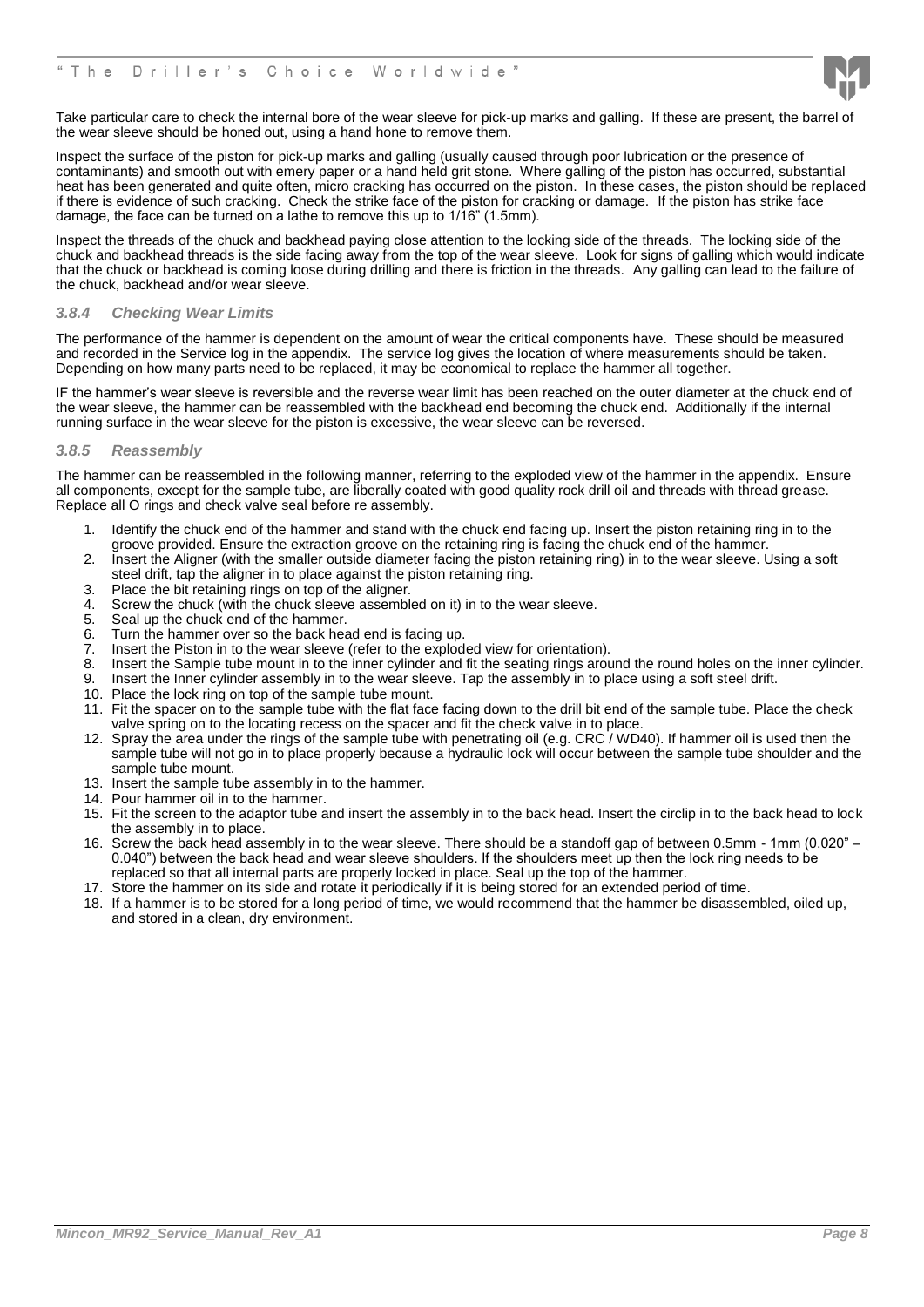Take particular care to check the internal bore of the wear sleeve for pick-up marks and galling. If these are present, the barrel of the wear sleeve should be honed out, using a hand hone to remove them.

Inspect the surface of the piston for pick-up marks and galling (usually caused through poor lubrication or the presence of contaminants) and smooth out with emery paper or a hand held grit stone. Where galling of the piston has occurred, substantial heat has been generated and quite often, micro cracking has occurred on the piston. In these cases, the piston should be replaced if there is evidence of such cracking. Check the strike face of the piston for cracking or damage. If the piston has strike face damage, the face can be turned on a lathe to remove this up to 1/16" (1.5mm).

Inspect the threads of the chuck and backhead paying close attention to the locking side of the threads. The locking side of the chuck and backhead threads is the side facing away from the top of the wear sleeve. Look for signs of galling which would indicate that the chuck or backhead is coming loose during drilling and there is friction in the threads. Any galling can lead to the failure of the chuck, backhead and/or wear sleeve.

### *3.8.4 Checking Wear Limits*

The performance of the hammer is dependent on the amount of wear the critical components have. These should be measured and recorded in the Service log in the appendix. The service log gives the location of where measurements should be taken. Depending on how many parts need to be replaced, it may be economical to replace the hammer all together.

IF the hammer's wear sleeve is reversible and the reverse wear limit has been reached on the outer diameter at the chuck end of the wear sleeve, the hammer can be reassembled with the backhead end becoming the chuck end. Additionally if the internal running surface in the wear sleeve for the piston is excessive, the wear sleeve can be reversed.

### *3.8.5 Reassembly*

The hammer can be reassembled in the following manner, referring to the exploded view of the hammer in the appendix. Ensure all components, except for the sample tube, are liberally coated with good quality rock drill oil and threads with thread grease. Replace all O rings and check valve seal before re assembly.

1. Identify the chuck end of the hammer and stand with the chuck end facing up. Insert the piston retaining ring in to the groove provided. Ensure the extraction groove on the retaining ring is facing the chuck end of the hammer.
2. Insert the Aligner (with the smaller outside diameter facing the piston retaining ring) in to the wear sleeve. Using a soft steel drift, tap the aligner in to place against the piston retaining ring.
3. Place the bit retaining rings on top of the aligner.
4. Screw the chuck (with the chuck sleeve assembled on it) in to the wear sleeve.
5. Seal up the chuck end of the hammer.
6. Turn the hammer over so the back head end is facing up.
7. Insert the Piston in to the wear sleeve (refer to the exploded view for orientation).
8. Insert the Sample tube mount in to the inner cylinder and fit the seating rings around the round holes on the inner cylinder.
9. Insert the Inner cylinder assembly in to the wear sleeve. Tap the assembly in to place using a soft steel drift.
10. Place the lock ring on top of the sample tube mount.
11. Fit the spacer on to the sample tube with the flat face facing down to the drill bit end of the sample tube. Place the check valve spring on to the locating recess on the spacer and fit the check valve in to place.
12. Spray the area under the rings of the sample tube with penetrating oil (e.g. CRC / WD40). If hammer oil is used then the sample tube will not go in to place properly because a hydraulic lock will occur between the sample tube shoulder and the sample tube mount.
13. Insert the sample tube assembly in to the hammer.
14. Pour hammer oil in to the hammer.
15. Fit the screen to the adaptor tube and insert the assembly in to the back head. Insert the circlip in to the back head to lock the assembly in to place.
16. Screw the back head assembly in to the wear sleeve. There should be a standoff gap of between 0.5mm - 1mm (0.020" – 0.040") between the back head and wear sleeve shoulders. If the shoulders meet up then the lock ring needs to be replaced so that all internal parts are properly locked in place. Seal up the top of the hammer.
17. Store the hammer on its side and rotate it periodically if it is being stored for an extended period of time.
18. If a hammer is to be stored for a long period of time, we would recommend that the hammer be disassembled, oiled up, and stored in a clean, dry environment.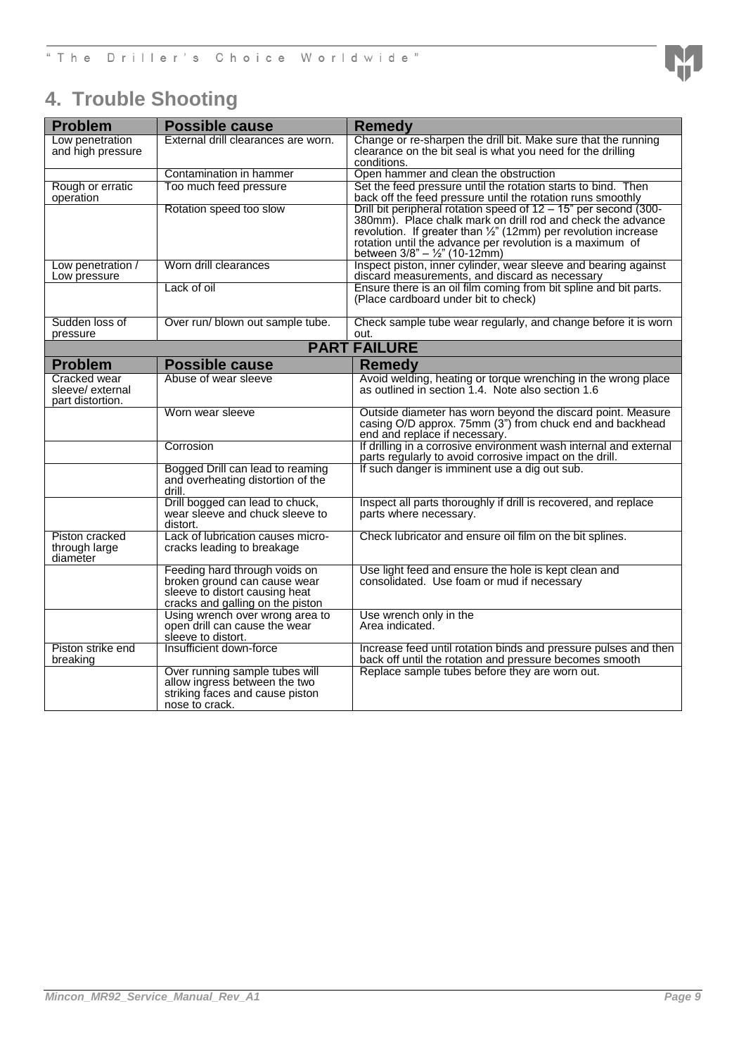# 4. Trouble Shooting

| Problem | Possible cause | Remedy |
|---|---|---|
| Low penetration and high pressure | External drill clearances are worn. | Change or re-sharpen the drill bit. Make sure that the running clearance on the bit seal is what you need for the drilling conditions. |
| | Contamination in hammer | Open hammer and clean the obstruction |
| Rough or erratic operation | Too much feed pressure | Set the feed pressure until the rotation starts to bind. Then back off the feed pressure until the rotation runs smoothly |
| | Rotation speed too slow | Drill bit peripheral rotation speed of 12 – 15" per second (300-380mm). Place chalk mark on drill rod and check the advance revolution. If greater than ½" (12mm) per revolution increase rotation until the advance per revolution is a maximum of between 3/8" – ½" (10-12mm) |
| Low penetration / Low pressure | Worn drill clearances | Inspect piston, inner cylinder, wear sleeve and bearing against discard measurements, and discard as necessary |
| | Lack of oil | Ensure there is an oil film coming from bit spline and bit parts. (Place cardboard under bit to check) |
| Sudden loss of pressure | Over run/ blown out sample tube. | Check sample tube wear regularly, and change before it is worn out. |

**PART FAILURE**

| Problem | Possible cause | Remedy |
|---|---|---|
| Cracked wear sleeve/ external part distortion. | Abuse of wear sleeve | Avoid welding, heating or torque wrenching in the wrong place as outlined in section 1.4. Note also section 1.6 |
| | Worn wear sleeve | Outside diameter has worn beyond the discard point. Measure casing O/D approx. 75mm (3") from chuck end and backhead end and replace if necessary. |
| | Corrosion | If drilling in a corrosive environment wash internal and external parts regularly to avoid corrosive impact on the drill. |
| | Bogged Drill can lead to reaming and overheating distortion of the drill. | If such danger is imminent use a dig out sub. |
| | Drill bogged can lead to chuck, wear sleeve and chuck sleeve to distort. | Inspect all parts thoroughly if drill is recovered, and replace parts where necessary. |
| Piston cracked through large diameter | Lack of lubrication causes micro-cracks leading to breakage | Check lubricator and ensure oil film on the bit splines. |
| | Feeding hard through voids on broken ground can cause wear sleeve to distort causing heat cracks and galling on the piston | Use light feed and ensure the hole is kept clean and consolidated. Use foam or mud if necessary |
| | Using wrench over wrong area to open drill can cause the wear sleeve to distort. | Use wrench only in the Area indicated. |
| Piston strike end breaking | Insufficient down-force | Increase feed until rotation binds and pressure pulses and then back off until the rotation and pressure becomes smooth |
| | Over running sample tubes will allow ingress between the two striking faces and cause piston nose to crack. | Replace sample tubes before they are worn out. |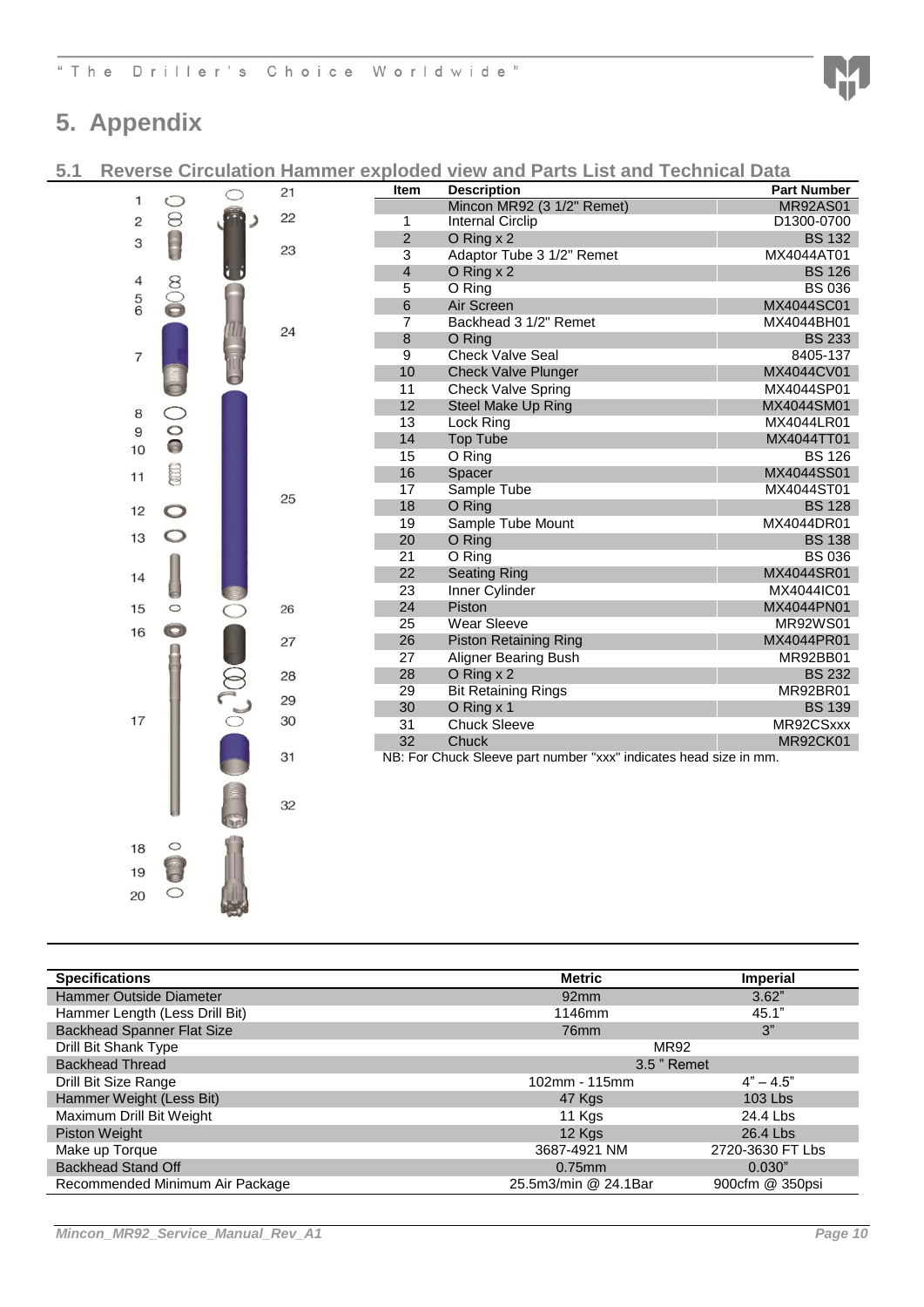# 5. Appendix

## 5.1 Reverse Circulation Hammer exploded view and Parts List and Technical Data

| Item | Description | Part Number |
|---|---|---|
| | Mincon MR92 (3 1/2" Remet) | MR92AS01 |
| 1 | Internal Circlip | D1300-0700 |
| 2 | O Ring x 2 | BS 132 |
| 3 | Adaptor Tube 3 1/2" Remet | MX4044AT01 |
| 4 | O Ring x 2 | BS 126 |
| 5 | O Ring | BS 036 |
| 6 | Air Screen | MX4044SC01 |
| 7 | Backhead 3 1/2" Remet | MX4044BH01 |
| 8 | O Ring | BS 233 |
| 9 | Check Valve Seal | 8405-137 |
| 10 | Check Valve Plunger | MX4044CV01 |
| 11 | Check Valve Spring | MX4044SP01 |
| 12 | Steel Make Up Ring | MX4044SM01 |
| 13 | Lock Ring | MX4044LR01 |
| 14 | Top Tube | MX4044TT01 |
| 15 | O Ring | BS 126 |
| 16 | Spacer | MX4044SS01 |
| 17 | Sample Tube | MX4044ST01 |
| 18 | O Ring | BS 128 |
| 19 | Sample Tube Mount | MX4044DR01 |
| 20 | O Ring | BS 138 |
| 21 | O Ring | BS 036 |
| 22 | Seating Ring | MX4044SR01 |
| 23 | Inner Cylinder | MX4044IC01 |
| 24 | Piston | MX4044PN01 |
| 25 | Wear Sleeve | MR92WS01 |
| 26 | Piston Retaining Ring | MX4044PR01 |
| 27 | Aligner Bearing Bush | MR92BB01 |
| 28 | O Ring x 2 | BS 232 |
| 29 | Bit Retaining Rings | MR92BR01 |
| 30 | O Ring x 1 | BS 139 |
| 31 | Chuck Sleeve | MR92CSxxx |
| 32 | Chuck | MR92CK01 |

NB: For Chuck Sleeve part number "xxx" indicates head size in mm.

| Specifications | Metric | Imperial |
|---|---|---|
| Hammer Outside Diameter | 92mm | 3.62" |
| Hammer Length (Less Drill Bit) | 1146mm | 45.1" |
| Backhead Spanner Flat Size | 76mm | 3" |
| Drill Bit Shank Type | MR92 | |
| Backhead Thread | 3.5 " Remet | |
| Drill Bit Size Range | 102mm - 115mm | 4" – 4.5" |
| Hammer Weight (Less Bit) | 47 Kgs | 103 Lbs |
| Maximum Drill Bit Weight | 11 Kgs | 24.4 Lbs |
| Piston Weight | 12 Kgs | 26.4 Lbs |
| Make up Torque | 3687-4921 NM | 2720-3630 FT Lbs |
| Backhead Stand Off | 0.75mm | 0.030" |
| Recommended Minimum Air Package | 25.5m3/min @ 24.1Bar | 900cfm @ 350psi |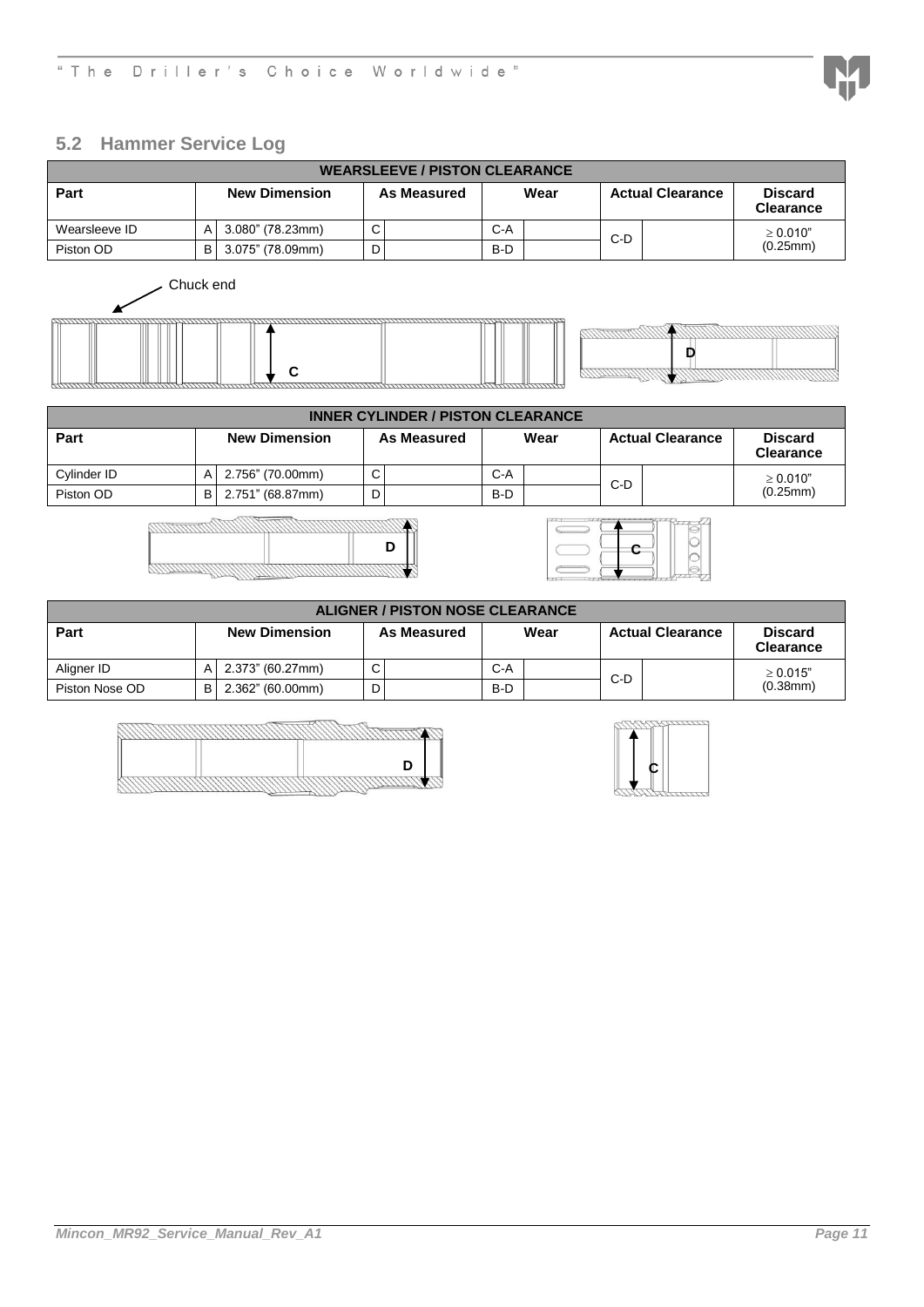## 5.2 Hammer Service Log

| WEARSLEEVE / PISTON CLEARANCE | | | | | | | | | | |
|---|---|---|---|---|---|---|---|---|---|---|
| **Part** | **New Dimension** | | **As Measured** | | **Wear** | | **Actual Clearance** | | **Discard Clearance** |
| Wearsleeve ID | A | 3.080" (78.23mm) | C | | C-A | | C-D | | ≥ 0.010" (0.25mm) |
| Piston OD | B | 3.075" (78.09mm) | D | | B-D | | | | |

Chuck end

C

D

| INNER CYLINDER / PISTON CLEARANCE | | | | | | | | | |
|---|---|---|---|---|---|---|---|---|---|
| **Part** | **New Dimension** | | **As Measured** | | **Wear** | | **Actual Clearance** | | **Discard Clearance** |
| Cylinder ID | A | 2.756" (70.00mm) | C | | C-A | | C-D | | ≥ 0.010" (0.25mm) |
| Piston OD | B | 2.751" (68.87mm) | D | | B-D | | | | |

D

C

| ALIGNER / PISTON NOSE CLEARANCE | | | | | | | | | |
|---|---|---|---|---|---|---|---|---|---|
| **Part** | **New Dimension** | | **As Measured** | | **Wear** | | **Actual Clearance** | | **Discard Clearance** |
| Aligner ID | A | 2.373" (60.27mm) | C | | C-A | | C-D | | ≥ 0.015" (0.38mm) |
| Piston Nose OD | B | 2.362" (60.00mm) | D | | B-D | | | | |

D

C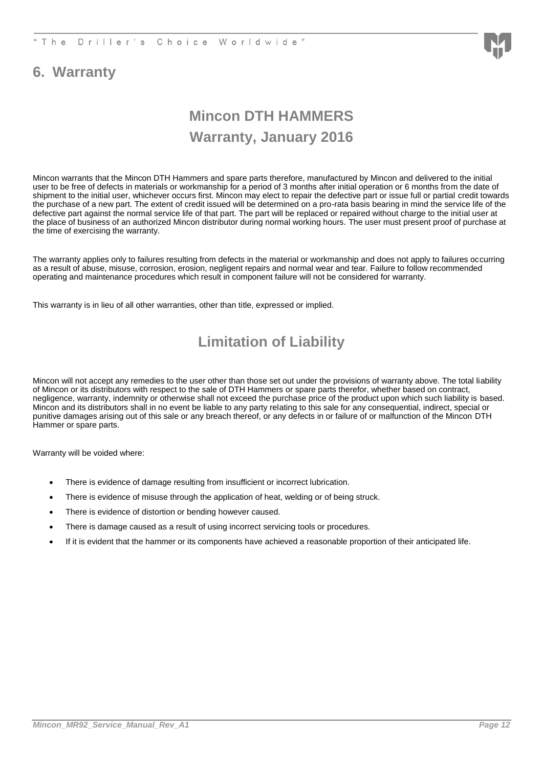# 6. Warranty

## Mincon DTH HAMMERS
## Warranty, January 2016

Mincon warrants that the Mincon DTH Hammers and spare parts therefore, manufactured by Mincon and delivered to the initial user to be free of defects in materials or workmanship for a period of 3 months after initial operation or 6 months from the date of shipment to the initial user, whichever occurs first. Mincon may elect to repair the defective part or issue full or partial credit towards the purchase of a new part. The extent of credit issued will be determined on a pro-rata basis bearing in mind the service life of the defective part against the normal service life of that part. The part will be replaced or repaired without charge to the initial user at the place of business of an authorized Mincon distributor during normal working hours. The user must present proof of purchase at the time of exercising the warranty.

The warranty applies only to failures resulting from defects in the material or workmanship and does not apply to failures occurring as a result of abuse, misuse, corrosion, erosion, negligent repairs and normal wear and tear. Failure to follow recommended operating and maintenance procedures which result in component failure will not be considered for warranty.

This warranty is in lieu of all other warranties, other than title, expressed or implied.

## Limitation of Liability

Mincon will not accept any remedies to the user other than those set out under the provisions of warranty above. The total liability of Mincon or its distributors with respect to the sale of DTH Hammers or spare parts therefor, whether based on contract, negligence, warranty, indemnity or otherwise shall not exceed the purchase price of the product upon which such liability is based. Mincon and its distributors shall in no event be liable to any party relating to this sale for any consequential, indirect, special or punitive damages arising out of this sale or any breach thereof, or any defects in or failure of or malfunction of the Mincon DTH Hammer or spare parts.

Warranty will be voided where:

- There is evidence of damage resulting from insufficient or incorrect lubrication.
- There is evidence of misuse through the application of heat, welding or of being struck.
- There is evidence of distortion or bending however caused.
- There is damage caused as a result of using incorrect servicing tools or procedures.
- If it is evident that the hammer or its components have achieved a reasonable proportion of their anticipated life.